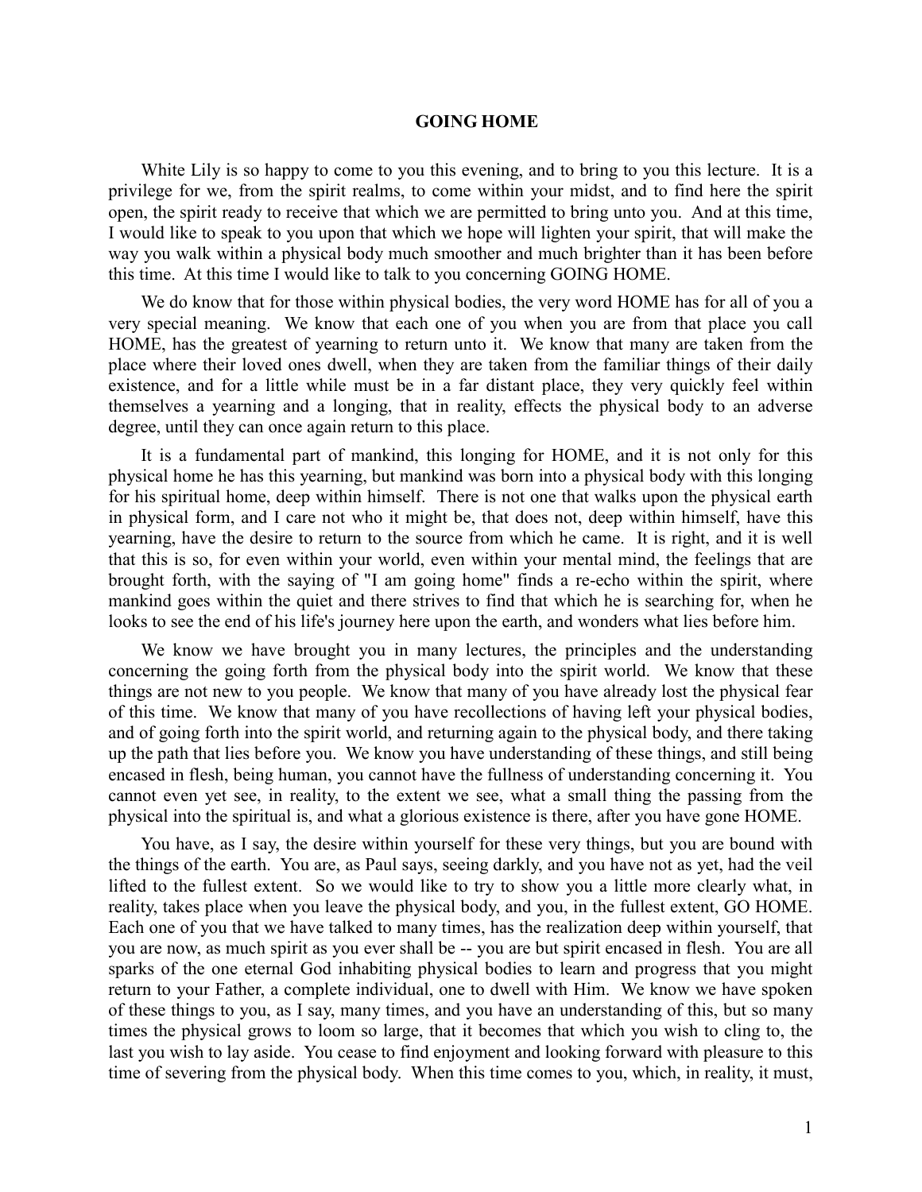# GOING HOME

White Lily is so happy to come to you this evening, and to bring to you this lecture. It is a privilege for we, from the spirit realms, to come within your midst, and to find here the spirit open, the spirit ready to receive that which we are permitted to bring unto you. And at this time, I would like to speak to you upon that which we hope will lighten your spirit, that will make the way you walk within a physical body much smoother and much brighter than it has been before this time. At this time I would like to talk to you concerning GOING HOME.

We do know that for those within physical bodies, the very word HOME has for all of you a very special meaning. We know that each one of you when you are from that place you call HOME, has the greatest of yearning to return unto it. We know that many are taken from the place where their loved ones dwell, when they are taken from the familiar things of their daily existence, and for a little while must be in a far distant place, they very quickly feel within themselves a yearning and a longing, that in reality, effects the physical body to an adverse degree, until they can once again return to this place.

It is a fundamental part of mankind, this longing for HOME, and it is not only for this physical home he has this yearning, but mankind was born into a physical body with this longing for his spiritual home, deep within himself. There is not one that walks upon the physical earth in physical form, and I care not who it might be, that does not, deep within himself, have this yearning, have the desire to return to the source from which he came. It is right, and it is well that this is so, for even within your world, even within your mental mind, the feelings that are brought forth, with the saying of "I am going home" finds a re-echo within the spirit, where mankind goes within the quiet and there strives to find that which he is searching for, when he looks to see the end of his life's journey here upon the earth, and wonders what lies before him.

We know we have brought you in many lectures, the principles and the understanding concerning the going forth from the physical body into the spirit world. We know that these things are not new to you people. We know that many of you have already lost the physical fear of this time. We know that many of you have recollections of having left your physical bodies, and of going forth into the spirit world, and returning again to the physical body, and there taking up the path that lies before you. We know you have understanding of these things, and still being encased in flesh, being human, you cannot have the fullness of understanding concerning it. You cannot even yet see, in reality, to the extent we see, what a small thing the passing from the physical into the spiritual is, and what a glorious existence is there, after you have gone HOME.

You have, as I say, the desire within yourself for these very things, but you are bound with the things of the earth. You are, as Paul says, seeing darkly, and you have not as yet, had the veil lifted to the fullest extent. So we would like to try to show you a little more clearly what, in reality, takes place when you leave the physical body, and you, in the fullest extent, GO HOME. Each one of you that we have talked to many times, has the realization deep within yourself, that you are now, as much spirit as you ever shall be -- you are but spirit encased in flesh. You are all sparks of the one eternal God inhabiting physical bodies to learn and progress that you might return to your Father, a complete individual, one to dwell with Him. We know we have spoken of these things to you, as I say, many times, and you have an understanding of this, but so many times the physical grows to loom so large, that it becomes that which you wish to cling to, the last you wish to lay aside. You cease to find enjoyment and looking forward with pleasure to this time of severing from the physical body. When this time comes to you, which, in reality, it must,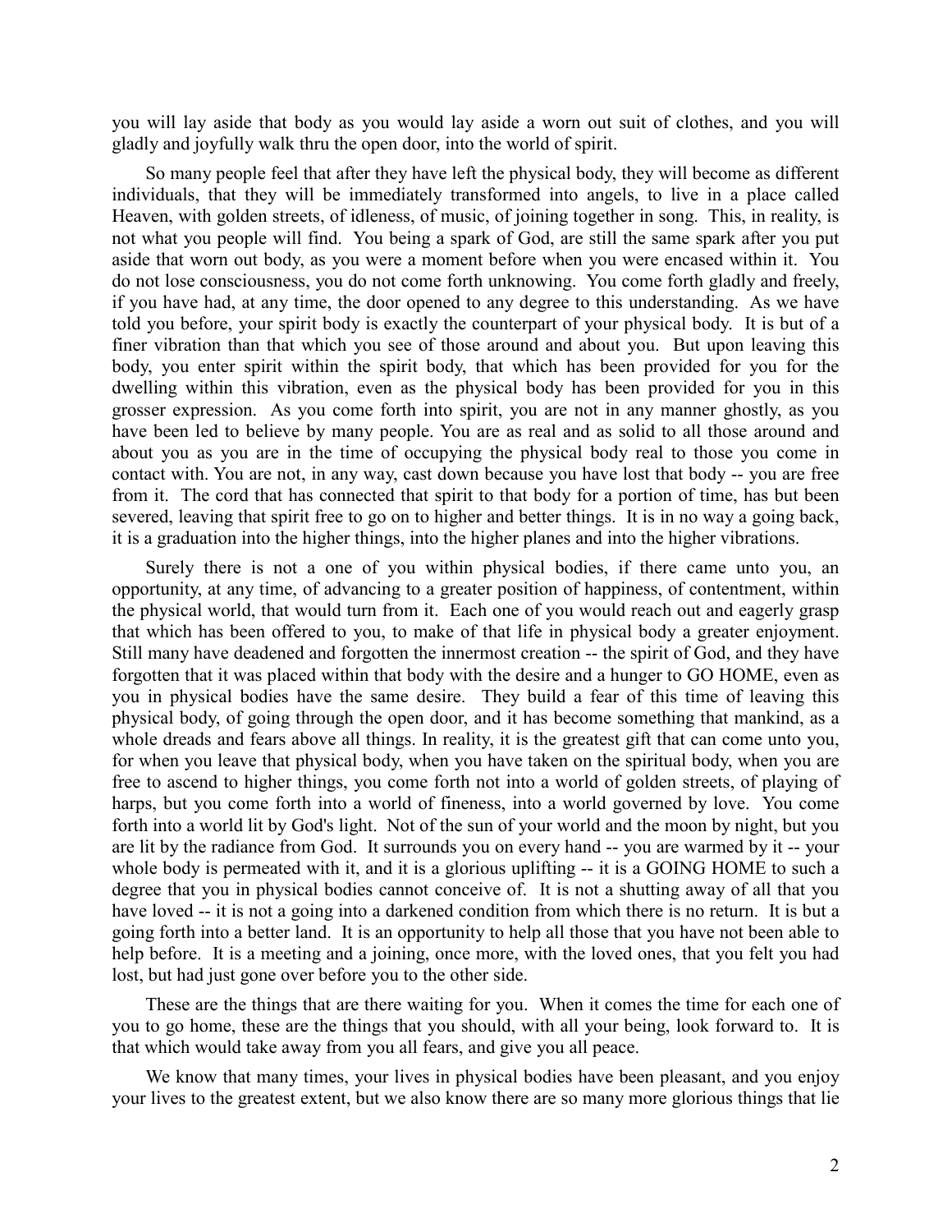you will lay aside that body as you would lay aside a worn out suit of clothes, and you will gladly and joyfully walk thru the open door, into the world of spirit.

So many people feel that after they have left the physical body, they will become as different individuals, that they will be immediately transformed into angels, to live in a place called Heaven, with golden streets, of idleness, of music, of joining together in song. This, in reality, is not what you people will find. You being a spark of God, are still the same spark after you put aside that worn out body, as you were a moment before when you were encased within it. You do not lose consciousness, you do not come forth unknowing. You come forth gladly and freely, if you have had, at any time, the door opened to any degree to this understanding. As we have told you before, your spirit body is exactly the counterpart of your physical body. It is but of a finer vibration than that which you see of those around and about you. But upon leaving this body, you enter spirit within the spirit body, that which has been provided for you for the dwelling within this vibration, even as the physical body has been provided for you in this grosser expression. As you come forth into spirit, you are not in any manner ghostly, as you have been led to believe by many people. You are as real and as solid to all those around and about you as you are in the time of occupying the physical body real to those you come in contact with. You are not, in any way, cast down because you have lost that body -- you are free from it. The cord that has connected that spirit to that body for a portion of time, has but been severed, leaving that spirit free to go on to higher and better things. It is in no way a going back, it is a graduation into the higher things, into the higher planes and into the higher vibrations.

Surely there is not a one of you within physical bodies, if there came unto you, an opportunity, at any time, of advancing to a greater position of happiness, of contentment, within the physical world, that would turn from it. Each one of you would reach out and eagerly grasp that which has been offered to you, to make of that life in physical body a greater enjoyment. Still many have deadened and forgotten the innermost creation -- the spirit of God, and they have forgotten that it was placed within that body with the desire and a hunger to GO HOME, even as you in physical bodies have the same desire. They build a fear of this time of leaving this physical body, of going through the open door, and it has become something that mankind, as a whole dreads and fears above all things. In reality, it is the greatest gift that can come unto you, for when you leave that physical body, when you have taken on the spiritual body, when you are free to ascend to higher things, you come forth not into a world of golden streets, of playing of harps, but you come forth into a world of fineness, into a world governed by love. You come forth into a world lit by God's light. Not of the sun of your world and the moon by night, but you are lit by the radiance from God. It surrounds you on every hand -- you are warmed by it -- your whole body is permeated with it, and it is a glorious uplifting -- it is a GOING HOME to such a degree that you in physical bodies cannot conceive of. It is not a shutting away of all that you have loved -- it is not a going into a darkened condition from which there is no return. It is but a going forth into a better land. It is an opportunity to help all those that you have not been able to help before. It is a meeting and a joining, once more, with the loved ones, that you felt you had lost, but had just gone over before you to the other side.

These are the things that are there waiting for you. When it comes the time for each one of you to go home, these are the things that you should, with all your being, look forward to. It is that which would take away from you all fears, and give you all peace.

We know that many times, your lives in physical bodies have been pleasant, and you enjoy your lives to the greatest extent, but we also know there are so many more glorious things that lie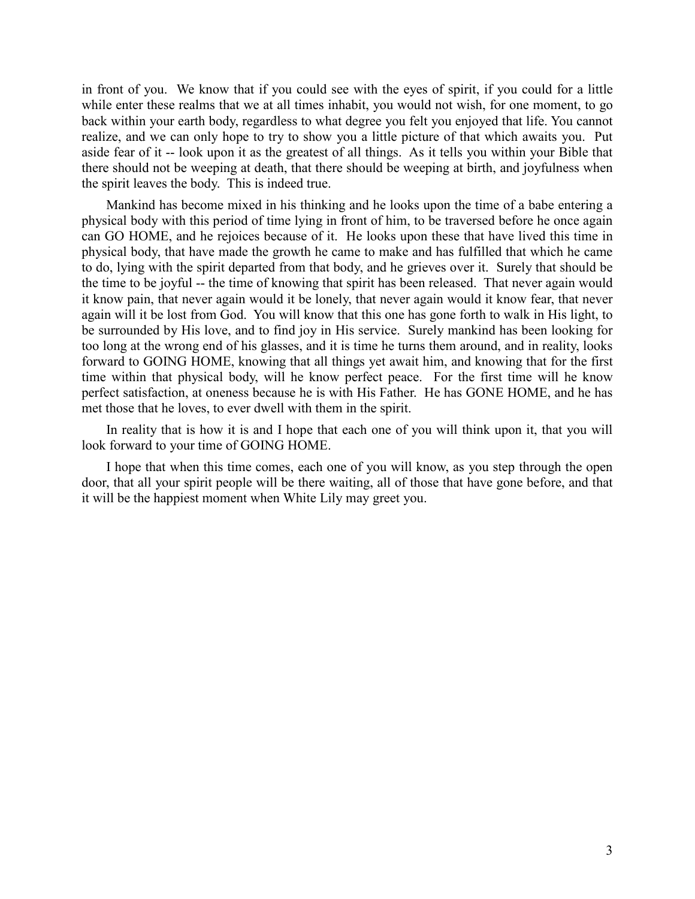in front of you. We know that if you could see with the eyes of spirit, if you could for a little while enter these realms that we at all times inhabit, you would not wish, for one moment, to go back within your earth body, regardless to what degree you felt you enjoyed that life. You cannot realize, and we can only hope to try to show you a little picture of that which awaits you. Put aside fear of it -- look upon it as the greatest of all things. As it tells you within your Bible that there should not be weeping at death, that there should be weeping at birth, and joyfulness when the spirit leaves the body. This is indeed true.

Mankind has become mixed in his thinking and he looks upon the time of a babe entering a physical body with this period of time lying in front of him, to be traversed before he once again can GO HOME, and he rejoices because of it. He looks upon these that have lived this time in physical body, that have made the growth he came to make and has fulfilled that which he came to do, lying with the spirit departed from that body, and he grieves over it. Surely that should be the time to be joyful -- the time of knowing that spirit has been released. That never again would it know pain, that never again would it be lonely, that never again would it know fear, that never again will it be lost from God. You will know that this one has gone forth to walk in His light, to be surrounded by His love, and to find joy in His service. Surely mankind has been looking for too long at the wrong end of his glasses, and it is time he turns them around, and in reality, looks forward to GOING HOME, knowing that all things yet await him, and knowing that for the first time within that physical body, will he know perfect peace. For the first time will he know perfect satisfaction, at oneness because he is with His Father. He has GONE HOME, and he has met those that he loves, to ever dwell with them in the spirit.

In reality that is how it is and I hope that each one of you will think upon it, that you will look forward to your time of GOING HOME.

I hope that when this time comes, each one of you will know, as you step through the open door, that all your spirit people will be there waiting, all of those that have gone before, and that it will be the happiest moment when White Lily may greet you.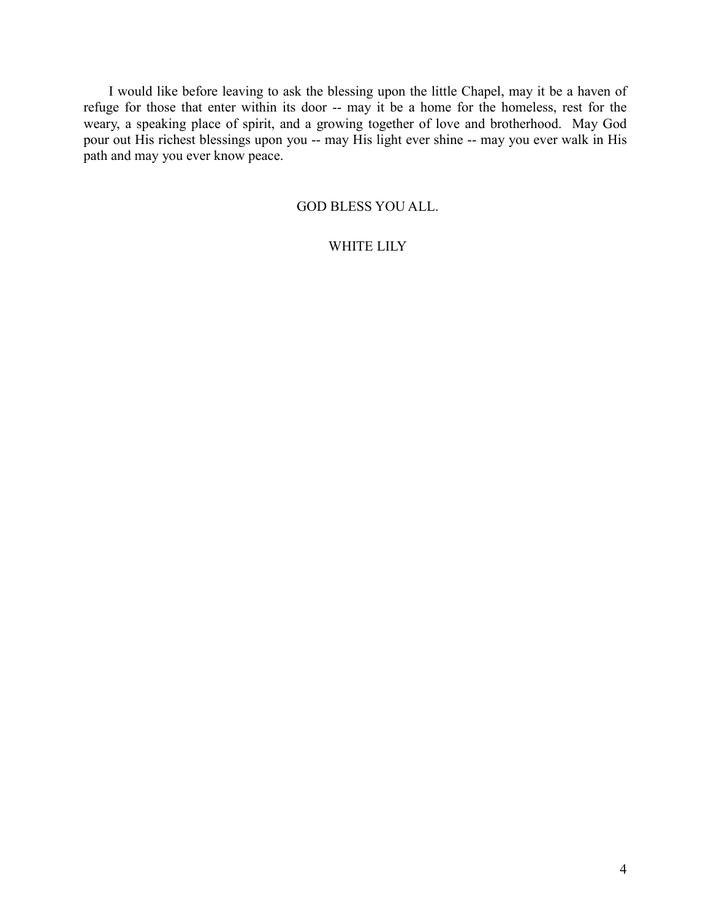I would like before leaving to ask the blessing upon the little Chapel, may it be a haven of refuge for those that enter within its door -- may it be a home for the homeless, rest for the weary, a speaking place of spirit, and a growing together of love and brotherhood. May God pour out His richest blessings upon you -- may His light ever shine -- may you ever walk in His path and may you ever know peace.

GOD BLESS YOU ALL.

WHITE LILY